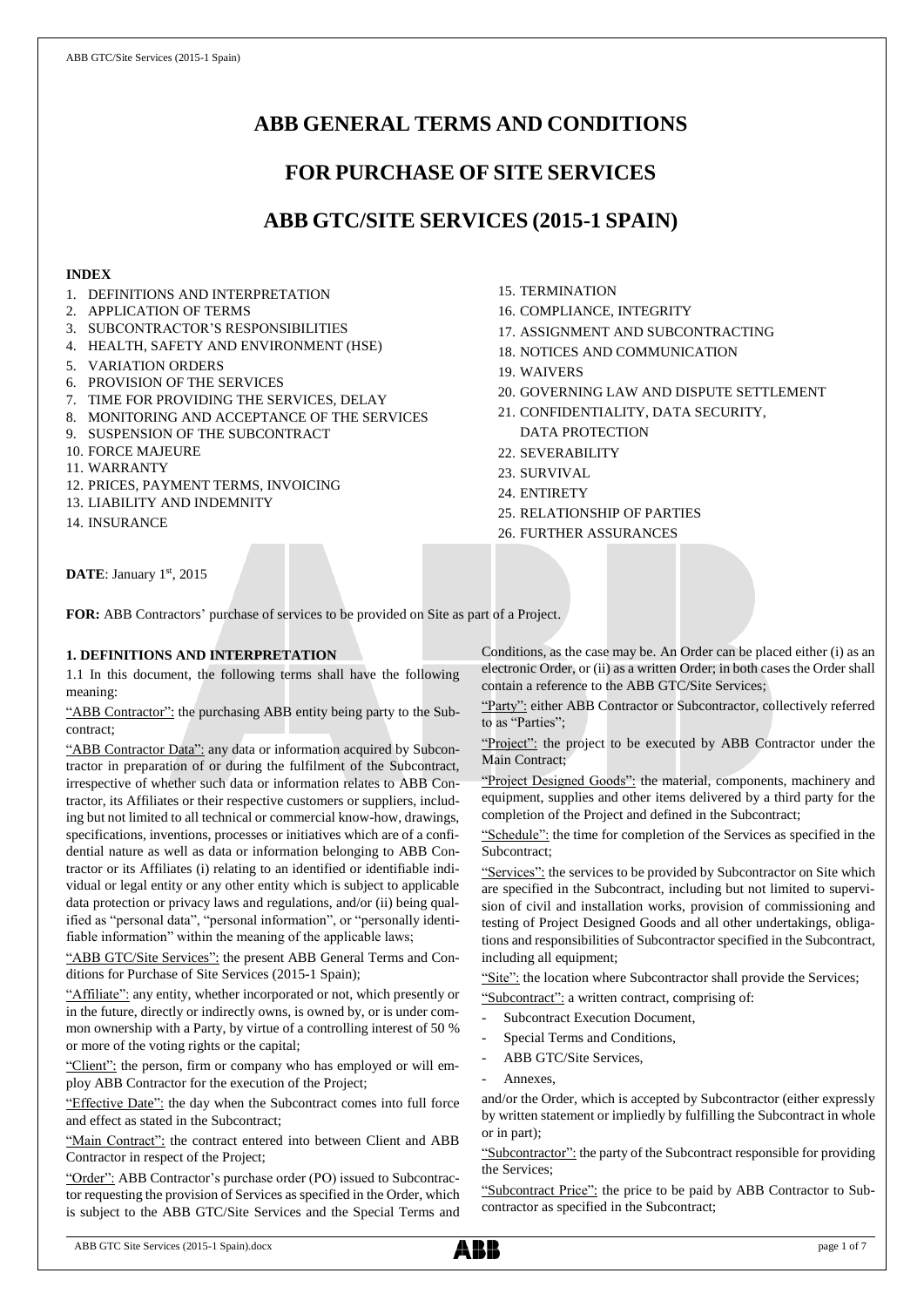# ABB GENERAL TERMS AND CONDITIONS

# FOR PURCHASE OF SITE SERVICES

# ABB GTC/SITE SERVICES (2015-1 SPAIN)

**INDEX**

1. DEFINITIONS AND INTERPRETATION
2. APPLICATION OF TERMS
3. SUBCONTRACTOR'S RESPONSIBILITIES
4. HEALTH, SAFETY AND ENVIRONMENT (HSE)
5. VARIATION ORDERS
6. PROVISION OF THE SERVICES
7. TIME FOR PROVIDING THE SERVICES, DELAY
8. MONITORING AND ACCEPTANCE OF THE SERVICES
9. SUSPENSION OF THE SUBCONTRACT
10. FORCE MAJEURE
11. WARRANTY
12. PRICES, PAYMENT TERMS, INVOICING
13. LIABILITY AND INDEMNITY
14. INSURANCE
15. TERMINATION
16. COMPLIANCE, INTEGRITY
17. ASSIGNMENT AND SUBCONTRACTING
18. NOTICES AND COMMUNICATION
19. WAIVERS
20. GOVERNING LAW AND DISPUTE SETTLEMENT
21. CONFIDENTIALITY, DATA SECURITY, DATA PROTECTION
22. SEVERABILITY
23. SURVIVAL
24. ENTIRETY
25. RELATIONSHIP OF PARTIES
26. FURTHER ASSURANCES

**DATE**: January 1st, 2015

**FOR:** ABB Contractors' purchase of services to be provided on Site as part of a Project.

### 1. DEFINITIONS AND INTERPRETATION

1.1 In this document, the following terms shall have the following meaning:

"ABB Contractor": the purchasing ABB entity being party to the Subcontract;

"ABB Contractor Data": any data or information acquired by Subcontractor in preparation of or during the fulfilment of the Subcontract, irrespective of whether such data or information relates to ABB Contractor, its Affiliates or their respective customers or suppliers, including but not limited to all technical or commercial know-how, drawings, specifications, inventions, processes or initiatives which are of a confidential nature as well as data or information belonging to ABB Contractor or its Affiliates (i) relating to an identified or identifiable individual or legal entity or any other entity which is subject to applicable data protection or privacy laws and regulations, and/or (ii) being qualified as "personal data", "personal information", or "personally identifiable information" within the meaning of the applicable laws;

"ABB GTC/Site Services": the present ABB General Terms and Conditions for Purchase of Site Services (2015-1 Spain);

"Affiliate": any entity, whether incorporated or not, which presently or in the future, directly or indirectly owns, is owned by, or is under common ownership with a Party, by virtue of a controlling interest of 50 % or more of the voting rights or the capital;

"Client": the person, firm or company who has employed or will employ ABB Contractor for the execution of the Project;

"Effective Date": the day when the Subcontract comes into full force and effect as stated in the Subcontract;

"Main Contract": the contract entered into between Client and ABB Contractor in respect of the Project;

"Order": ABB Contractor's purchase order (PO) issued to Subcontractor requesting the provision of Services as specified in the Order, which is subject to the ABB GTC/Site Services and the Special Terms and Conditions, as the case may be. An Order can be placed either (i) as an electronic Order, or (ii) as a written Order; in both cases the Order shall contain a reference to the ABB GTC/Site Services;

"Party": either ABB Contractor or Subcontractor, collectively referred to as "Parties";

"Project": the project to be executed by ABB Contractor under the Main Contract;

"Project Designed Goods": the material, components, machinery and equipment, supplies and other items delivered by a third party for the completion of the Project and defined in the Subcontract;

"Schedule": the time for completion of the Services as specified in the Subcontract;

"Services": the services to be provided by Subcontractor on Site which are specified in the Subcontract, including but not limited to supervision of civil and installation works, provision of commissioning and testing of Project Designed Goods and all other undertakings, obligations and responsibilities of Subcontractor specified in the Subcontract, including all equipment;

"Site": the location where Subcontractor shall provide the Services;

"Subcontract": a written contract, comprising of:

- Subcontract Execution Document,
- Special Terms and Conditions,
- ABB GTC/Site Services,
- Annexes,

and/or the Order, which is accepted by Subcontractor (either expressly by written statement or impliedly by fulfilling the Subcontract in whole or in part);

"Subcontractor": the party of the Subcontract responsible for providing the Services;

"Subcontract Price": the price to be paid by ABB Contractor to Subcontractor as specified in the Subcontract;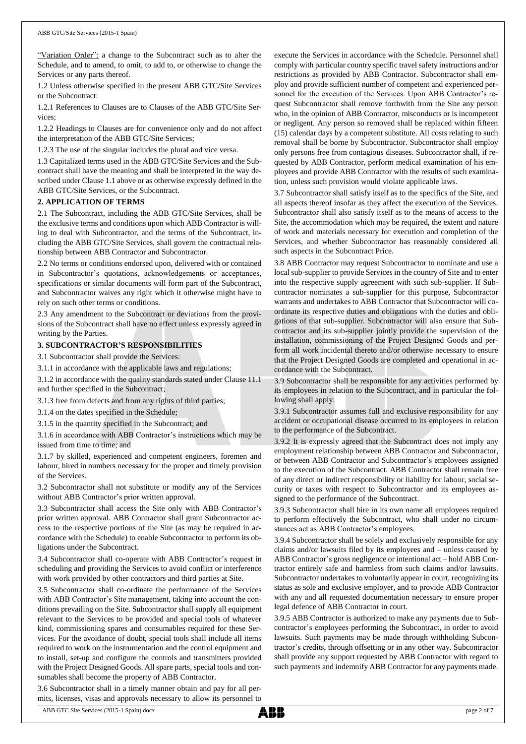"Variation Order": a change to the Subcontract such as to alter the Schedule, and to amend, to omit, to add to, or otherwise to change the Services or any parts thereof.

1.2 Unless otherwise specified in the present ABB GTC/Site Services or the Subcontract:

1.2.1 References to Clauses are to Clauses of the ABB GTC/Site Services;

1.2.2 Headings to Clauses are for convenience only and do not affect the interpretation of the ABB GTC/Site Services;

1.2.3 The use of the singular includes the plural and vice versa.

1.3 Capitalized terms used in the ABB GTC/Site Services and the Subcontract shall have the meaning and shall be interpreted in the way described under Clause 1.1 above or as otherwise expressly defined in the ABB GTC/Site Services, or the Subcontract.

## 2. APPLICATION OF TERMS

2.1 The Subcontract, including the ABB GTC/Site Services, shall be the exclusive terms and conditions upon which ABB Contractor is willing to deal with Subcontractor, and the terms of the Subcontract, including the ABB GTC/Site Services, shall govern the contractual relationship between ABB Contractor and Subcontractor.

2.2 No terms or conditions endorsed upon, delivered with or contained in Subcontractor's quotations, acknowledgements or acceptances, specifications or similar documents will form part of the Subcontract, and Subcontractor waives any right which it otherwise might have to rely on such other terms or conditions.

2.3 Any amendment to the Subcontract or deviations from the provisions of the Subcontract shall have no effect unless expressly agreed in writing by the Parties.

## 3. SUBCONTRACTOR'S RESPONSIBILITIES

3.1 Subcontractor shall provide the Services:

3.1.1 in accordance with the applicable laws and regulations;

3.1.2 in accordance with the quality standards stated under Clause 11.1 and further specified in the Subcontract;

3.1.3 free from defects and from any rights of third parties;

3.1.4 on the dates specified in the Schedule;

3.1.5 in the quantity specified in the Subcontract; and

3.1.6 in accordance with ABB Contractor's instructions which may be issued from time to time; and

3.1.7 by skilled, experienced and competent engineers, foremen and labour, hired in numbers necessary for the proper and timely provision of the Services.

3.2 Subcontractor shall not substitute or modify any of the Services without ABB Contractor's prior written approval.

3.3 Subcontractor shall access the Site only with ABB Contractor's prior written approval. ABB Contractor shall grant Subcontractor access to the respective portions of the Site (as may be required in accordance with the Schedule) to enable Subcontractor to perform its obligations under the Subcontract.

3.4 Subcontractor shall co-operate with ABB Contractor's request in scheduling and providing the Services to avoid conflict or interference with work provided by other contractors and third parties at Site.

3.5 Subcontractor shall co-ordinate the performance of the Services with ABB Contractor's Site management, taking into account the conditions prevailing on the Site. Subcontractor shall supply all equipment relevant to the Services to be provided and special tools of whatever kind, commissioning spares and consumables required for these Services. For the avoidance of doubt, special tools shall include all items required to work on the instrumentation and the control equipment and to install, set-up and configure the controls and transmitters provided with the Project Designed Goods. All spare parts, special tools and consumables shall become the property of ABB Contractor.

3.6 Subcontractor shall in a timely manner obtain and pay for all permits, licenses, visas and approvals necessary to allow its personnel to execute the Services in accordance with the Schedule. Personnel shall comply with particular country specific travel safety instructions and/or restrictions as provided by ABB Contractor. Subcontractor shall employ and provide sufficient number of competent and experienced personnel for the execution of the Services. Upon ABB Contractor's request Subcontractor shall remove forthwith from the Site any person who, in the opinion of ABB Contractor, misconducts or is incompetent or negligent. Any person so removed shall be replaced within fifteen (15) calendar days by a competent substitute. All costs relating to such removal shall be borne by Subcontractor. Subcontractor shall employ only persons free from contagious diseases. Subcontractor shall, if requested by ABB Contractor, perform medical examination of his employees and provide ABB Contractor with the results of such examination, unless such provision would violate applicable laws.

3.7 Subcontractor shall satisfy itself as to the specifics of the Site, and all aspects thereof insofar as they affect the execution of the Services. Subcontractor shall also satisfy itself as to the means of access to the Site, the accommodation which may be required, the extent and nature of work and materials necessary for execution and completion of the Services, and whether Subcontractor has reasonably considered all such aspects in the Subcontract Price.

3.8 ABB Contractor may request Subcontractor to nominate and use a local sub-supplier to provide Services in the country of Site and to enter into the respective supply agreement with such sub-supplier. If Subcontractor nominates a sub-supplier for this purpose, Subcontractor warrants and undertakes to ABB Contractor that Subcontractor will co-ordinate its respective duties and obligations with the duties and obligations of that sub-supplier. Subcontractor will also ensure that Subcontractor and its sub-supplier jointly provide the supervision of the installation, commissioning of the Project Designed Goods and perform all work incidental thereto and/or otherwise necessary to ensure that the Project Designed Goods are completed and operational in accordance with the Subcontract.

3.9 Subcontractor shall be responsible for any activities performed by its employees in relation to the Subcontract, and in particular the following shall apply:

3.9.1 Subcontractor assumes full and exclusive responsibility for any accident or occupational disease occurred to its employees in relation to the performance of the Subcontract.

3.9.2 It is expressly agreed that the Subcontract does not imply any employment relationship between ABB Contractor and Subcontractor, or between ABB Contractor and Subcontractor's employees assigned to the execution of the Subcontract. ABB Contractor shall remain free of any direct or indirect responsibility or liability for labour, social security or taxes with respect to Subcontractor and its employees assigned to the performance of the Subcontract.

3.9.3 Subcontractor shall hire in its own name all employees required to perform effectively the Subcontract, who shall under no circumstances act as ABB Contractor's employees.

3.9.4 Subcontractor shall be solely and exclusively responsible for any claims and/or lawsuits filed by its employees and – unless caused by ABB Contractor's gross negligence or intentional act – hold ABB Contractor entirely safe and harmless from such claims and/or lawsuits. Subcontractor undertakes to voluntarily appear in court, recognizing its status as sole and exclusive employer, and to provide ABB Contractor with any and all requested documentation necessary to ensure proper legal defence of ABB Contractor in court.

3.9.5 ABB Contractor is authorized to make any payments due to Subcontractor's employees performing the Subcontract, in order to avoid lawsuits. Such payments may be made through withholding Subcontractor's credits, through offsetting or in any other way. Subcontractor shall provide any support requested by ABB Contractor with regard to such payments and indemnify ABB Contractor for any payments made.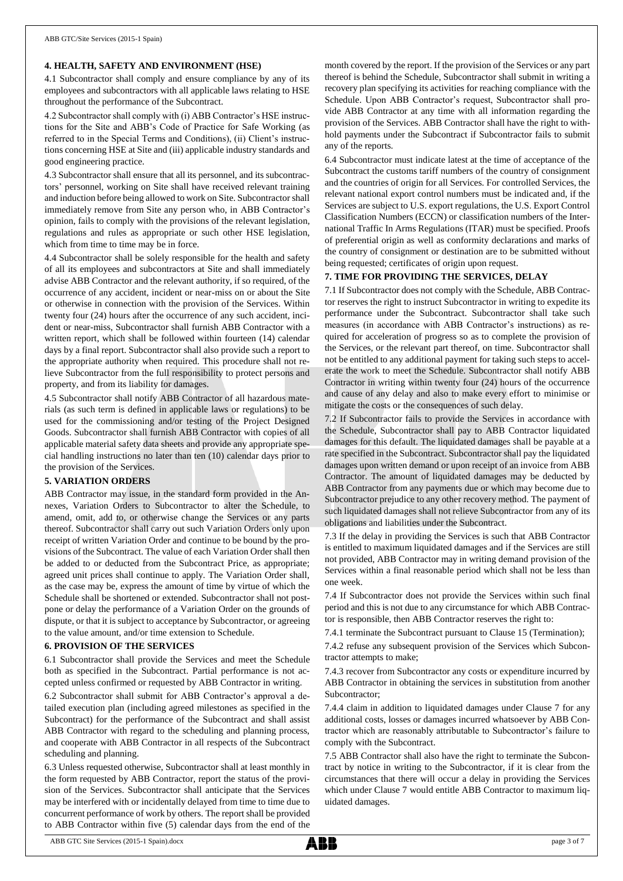## 4. HEALTH, SAFETY AND ENVIRONMENT (HSE)

4.1 Subcontractor shall comply and ensure compliance by any of its employees and subcontractors with all applicable laws relating to HSE throughout the performance of the Subcontract.

4.2 Subcontractor shall comply with (i) ABB Contractor's HSE instructions for the Site and ABB's Code of Practice for Safe Working (as referred to in the Special Terms and Conditions), (ii) Client's instructions concerning HSE at Site and (iii) applicable industry standards and good engineering practice.

4.3 Subcontractor shall ensure that all its personnel, and its subcontractors' personnel, working on Site shall have received relevant training and induction before being allowed to work on Site. Subcontractor shall immediately remove from Site any person who, in ABB Contractor's opinion, fails to comply with the provisions of the relevant legislation, regulations and rules as appropriate or such other HSE legislation, which from time to time may be in force.

4.4 Subcontractor shall be solely responsible for the health and safety of all its employees and subcontractors at Site and shall immediately advise ABB Contractor and the relevant authority, if so required, of the occurrence of any accident, incident or near-miss on or about the Site or otherwise in connection with the provision of the Services. Within twenty four (24) hours after the occurrence of any such accident, incident or near-miss, Subcontractor shall furnish ABB Contractor with a written report, which shall be followed within fourteen (14) calendar days by a final report. Subcontractor shall also provide such a report to the appropriate authority when required. This procedure shall not relieve Subcontractor from the full responsibility to protect persons and property, and from its liability for damages.

4.5 Subcontractor shall notify ABB Contractor of all hazardous materials (as such term is defined in applicable laws or regulations) to be used for the commissioning and/or testing of the Project Designed Goods. Subcontractor shall furnish ABB Contractor with copies of all applicable material safety data sheets and provide any appropriate special handling instructions no later than ten (10) calendar days prior to the provision of the Services.

## 5. VARIATION ORDERS

ABB Contractor may issue, in the standard form provided in the Annexes, Variation Orders to Subcontractor to alter the Schedule, to amend, omit, add to, or otherwise change the Services or any parts thereof. Subcontractor shall carry out such Variation Orders only upon receipt of written Variation Order and continue to be bound by the provisions of the Subcontract. The value of each Variation Order shall then be added to or deducted from the Subcontract Price, as appropriate; agreed unit prices shall continue to apply. The Variation Order shall, as the case may be, express the amount of time by virtue of which the Schedule shall be shortened or extended. Subcontractor shall not postpone or delay the performance of a Variation Order on the grounds of dispute, or that it is subject to acceptance by Subcontractor, or agreeing to the value amount, and/or time extension to Schedule.

## 6. PROVISION OF THE SERVICES

6.1 Subcontractor shall provide the Services and meet the Schedule both as specified in the Subcontract. Partial performance is not accepted unless confirmed or requested by ABB Contractor in writing.

6.2 Subcontractor shall submit for ABB Contractor's approval a detailed execution plan (including agreed milestones as specified in the Subcontract) for the performance of the Subcontract and shall assist ABB Contractor with regard to the scheduling and planning process, and cooperate with ABB Contractor in all respects of the Subcontract scheduling and planning.

6.3 Unless requested otherwise, Subcontractor shall at least monthly in the form requested by ABB Contractor, report the status of the provision of the Services. Subcontractor shall anticipate that the Services may be interfered with or incidentally delayed from time to time due to concurrent performance of work by others. The report shall be provided to ABB Contractor within five (5) calendar days from the end of the month covered by the report. If the provision of the Services or any part thereof is behind the Schedule, Subcontractor shall submit in writing a recovery plan specifying its activities for reaching compliance with the Schedule. Upon ABB Contractor's request, Subcontractor shall provide ABB Contractor at any time with all information regarding the provision of the Services. ABB Contractor shall have the right to withhold payments under the Subcontract if Subcontractor fails to submit any of the reports.

6.4 Subcontractor must indicate latest at the time of acceptance of the Subcontract the customs tariff numbers of the country of consignment and the countries of origin for all Services. For controlled Services, the relevant national export control numbers must be indicated and, if the Services are subject to U.S. export regulations, the U.S. Export Control Classification Numbers (ECCN) or classification numbers of the International Traffic In Arms Regulations (ITAR) must be specified. Proofs of preferential origin as well as conformity declarations and marks of the country of consignment or destination are to be submitted without being requested; certificates of origin upon request.

## 7. TIME FOR PROVIDING THE SERVICES, DELAY

7.1 If Subcontractor does not comply with the Schedule, ABB Contractor reserves the right to instruct Subcontractor in writing to expedite its performance under the Subcontract. Subcontractor shall take such measures (in accordance with ABB Contractor's instructions) as required for acceleration of progress so as to complete the provision of the Services, or the relevant part thereof, on time. Subcontractor shall not be entitled to any additional payment for taking such steps to accelerate the work to meet the Schedule. Subcontractor shall notify ABB Contractor in writing within twenty four (24) hours of the occurrence and cause of any delay and also to make every effort to minimise or mitigate the costs or the consequences of such delay.

7.2 If Subcontractor fails to provide the Services in accordance with the Schedule, Subcontractor shall pay to ABB Contractor liquidated damages for this default. The liquidated damages shall be payable at a rate specified in the Subcontract. Subcontractor shall pay the liquidated damages upon written demand or upon receipt of an invoice from ABB Contractor. The amount of liquidated damages may be deducted by ABB Contractor from any payments due or which may become due to Subcontractor prejudice to any other recovery method. The payment of such liquidated damages shall not relieve Subcontractor from any of its obligations and liabilities under the Subcontract.

7.3 If the delay in providing the Services is such that ABB Contractor is entitled to maximum liquidated damages and if the Services are still not provided, ABB Contractor may in writing demand provision of the Services within a final reasonable period which shall not be less than one week.

7.4 If Subcontractor does not provide the Services within such final period and this is not due to any circumstance for which ABB Contractor is responsible, then ABB Contractor reserves the right to:

7.4.1 terminate the Subcontract pursuant to Clause 15 (Termination);

7.4.2 refuse any subsequent provision of the Services which Subcontractor attempts to make;

7.4.3 recover from Subcontractor any costs or expenditure incurred by ABB Contractor in obtaining the services in substitution from another Subcontractor;

7.4.4 claim in addition to liquidated damages under Clause 7 for any additional costs, losses or damages incurred whatsoever by ABB Contractor which are reasonably attributable to Subcontractor's failure to comply with the Subcontract.

7.5 ABB Contractor shall also have the right to terminate the Subcontract by notice in writing to the Subcontractor, if it is clear from the circumstances that there will occur a delay in providing the Services which under Clause 7 would entitle ABB Contractor to maximum liquidated damages.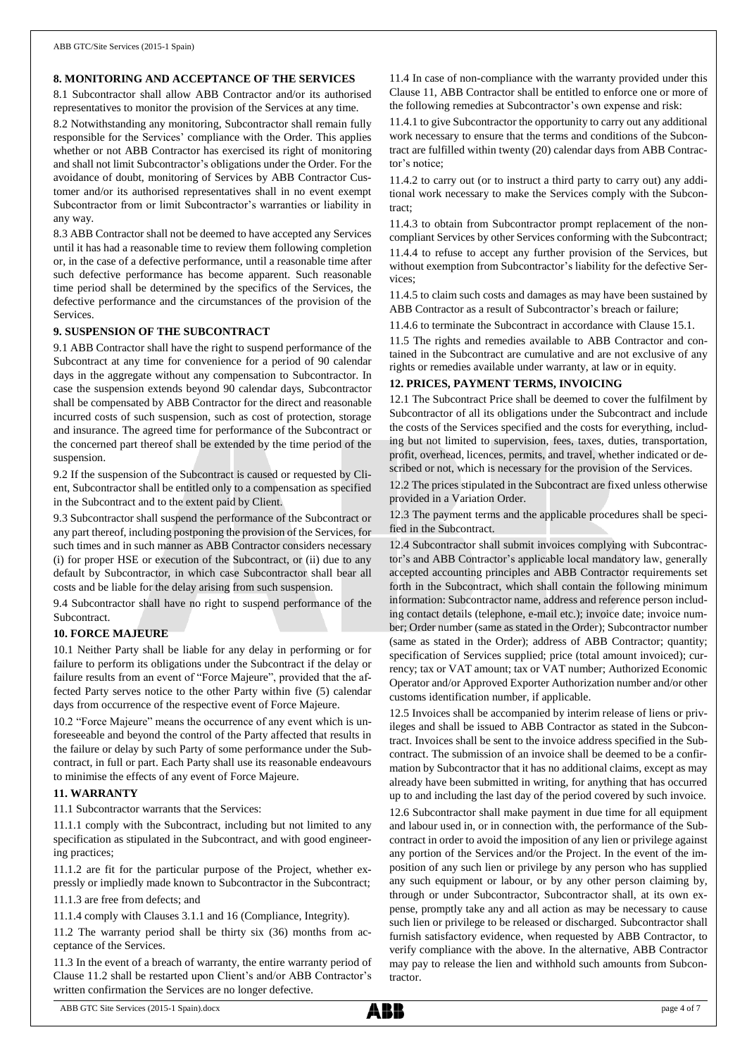## 8. MONITORING AND ACCEPTANCE OF THE SERVICES

8.1 Subcontractor shall allow ABB Contractor and/or its authorised representatives to monitor the provision of the Services at any time.

8.2 Notwithstanding any monitoring, Subcontractor shall remain fully responsible for the Services' compliance with the Order. This applies whether or not ABB Contractor has exercised its right of monitoring and shall not limit Subcontractor's obligations under the Order. For the avoidance of doubt, monitoring of Services by ABB Contractor Customer and/or its authorised representatives shall in no event exempt Subcontractor from or limit Subcontractor's warranties or liability in any way.

8.3 ABB Contractor shall not be deemed to have accepted any Services until it has had a reasonable time to review them following completion or, in the case of a defective performance, until a reasonable time after such defective performance has become apparent. Such reasonable time period shall be determined by the specifics of the Services, the defective performance and the circumstances of the provision of the Services.

## 9. SUSPENSION OF THE SUBCONTRACT

9.1 ABB Contractor shall have the right to suspend performance of the Subcontract at any time for convenience for a period of 90 calendar days in the aggregate without any compensation to Subcontractor. In case the suspension extends beyond 90 calendar days, Subcontractor shall be compensated by ABB Contractor for the direct and reasonable incurred costs of such suspension, such as cost of protection, storage and insurance. The agreed time for performance of the Subcontract or the concerned part thereof shall be extended by the time period of the suspension.

9.2 If the suspension of the Subcontract is caused or requested by Client, Subcontractor shall be entitled only to a compensation as specified in the Subcontract and to the extent paid by Client.

9.3 Subcontractor shall suspend the performance of the Subcontract or any part thereof, including postponing the provision of the Services, for such times and in such manner as ABB Contractor considers necessary (i) for proper HSE or execution of the Subcontract, or (ii) due to any default by Subcontractor, in which case Subcontractor shall bear all costs and be liable for the delay arising from such suspension.

9.4 Subcontractor shall have no right to suspend performance of the Subcontract.

## 10. FORCE MAJEURE

10.1 Neither Party shall be liable for any delay in performing or for failure to perform its obligations under the Subcontract if the delay or failure results from an event of "Force Majeure", provided that the affected Party serves notice to the other Party within five (5) calendar days from occurrence of the respective event of Force Majeure.

10.2 "Force Majeure" means the occurrence of any event which is unforeseeable and beyond the control of the Party affected that results in the failure or delay by such Party of some performance under the Subcontract, in full or part. Each Party shall use its reasonable endeavours to minimise the effects of any event of Force Majeure.

## 11. WARRANTY

11.1 Subcontractor warrants that the Services:

11.1.1 comply with the Subcontract, including but not limited to any specification as stipulated in the Subcontract, and with good engineering practices;

11.1.2 are fit for the particular purpose of the Project, whether expressly or impliedly made known to Subcontractor in the Subcontract;

11.1.3 are free from defects; and

11.1.4 comply with Clauses 3.1.1 and 16 (Compliance, Integrity).

11.2 The warranty period shall be thirty six (36) months from acceptance of the Services.

11.3 In the event of a breach of warranty, the entire warranty period of Clause 11.2 shall be restarted upon Client's and/or ABB Contractor's written confirmation the Services are no longer defective.

11.4 In case of non-compliance with the warranty provided under this Clause 11, ABB Contractor shall be entitled to enforce one or more of the following remedies at Subcontractor's own expense and risk:

11.4.1 to give Subcontractor the opportunity to carry out any additional work necessary to ensure that the terms and conditions of the Subcontract are fulfilled within twenty (20) calendar days from ABB Contractor's notice;

11.4.2 to carry out (or to instruct a third party to carry out) any additional work necessary to make the Services comply with the Subcontract;

11.4.3 to obtain from Subcontractor prompt replacement of the non-compliant Services by other Services conforming with the Subcontract;

11.4.4 to refuse to accept any further provision of the Services, but without exemption from Subcontractor's liability for the defective Services;

11.4.5 to claim such costs and damages as may have been sustained by ABB Contractor as a result of Subcontractor's breach or failure;

11.4.6 to terminate the Subcontract in accordance with Clause 15.1.

11.5 The rights and remedies available to ABB Contractor and contained in the Subcontract are cumulative and are not exclusive of any rights or remedies available under warranty, at law or in equity.

## 12. PRICES, PAYMENT TERMS, INVOICING

12.1 The Subcontract Price shall be deemed to cover the fulfilment by Subcontractor of all its obligations under the Subcontract and include the costs of the Services specified and the costs for everything, including but not limited to supervision, fees, taxes, duties, transportation, profit, overhead, licences, permits, and travel, whether indicated or described or not, which is necessary for the provision of the Services.

12.2 The prices stipulated in the Subcontract are fixed unless otherwise provided in a Variation Order.

12.3 The payment terms and the applicable procedures shall be specified in the Subcontract.

12.4 Subcontractor shall submit invoices complying with Subcontractor's and ABB Contractor's applicable local mandatory law, generally accepted accounting principles and ABB Contractor requirements set forth in the Subcontract, which shall contain the following minimum information: Subcontractor name, address and reference person including contact details (telephone, e-mail etc.); invoice date; invoice number; Order number (same as stated in the Order); Subcontractor number (same as stated in the Order); address of ABB Contractor; quantity; specification of Services supplied; price (total amount invoiced); currency; tax or VAT amount; tax or VAT number; Authorized Economic Operator and/or Approved Exporter Authorization number and/or other customs identification number, if applicable.

12.5 Invoices shall be accompanied by interim release of liens or privileges and shall be issued to ABB Contractor as stated in the Subcontract. Invoices shall be sent to the invoice address specified in the Subcontract. The submission of an invoice shall be deemed to be a confirmation by Subcontractor that it has no additional claims, except as may already have been submitted in writing, for anything that has occurred up to and including the last day of the period covered by such invoice.

12.6 Subcontractor shall make payment in due time for all equipment and labour used in, or in connection with, the performance of the Subcontract in order to avoid the imposition of any lien or privilege against any portion of the Services and/or the Project. In the event of the imposition of any such lien or privilege by any person who has supplied any such equipment or labour, or by any other person claiming by, through or under Subcontractor, Subcontractor shall, at its own expense, promptly take any and all action as may be necessary to cause such lien or privilege to be released or discharged. Subcontractor shall furnish satisfactory evidence, when requested by ABB Contractor, to verify compliance with the above. In the alternative, ABB Contractor may pay to release the lien and withhold such amounts from Subcontractor.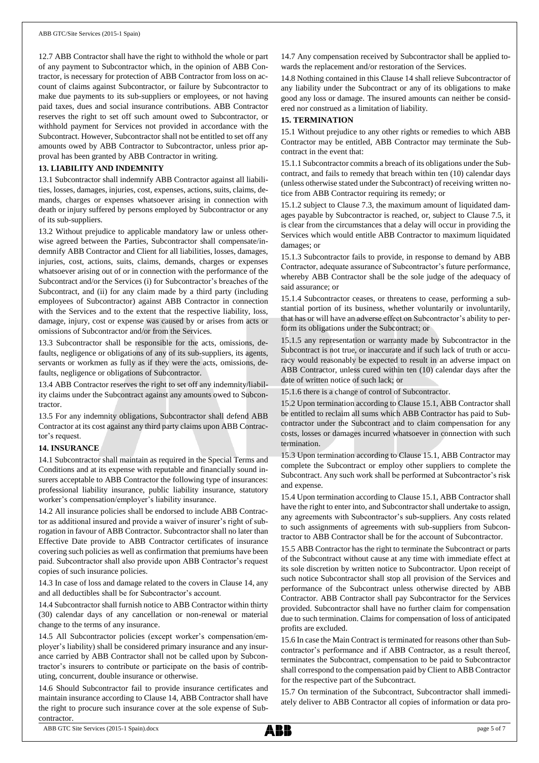12.7 ABB Contractor shall have the right to withhold the whole or part of any payment to Subcontractor which, in the opinion of ABB Contractor, is necessary for protection of ABB Contractor from loss on account of claims against Subcontractor, or failure by Subcontractor to make due payments to its sub-suppliers or employees, or not having paid taxes, dues and social insurance contributions. ABB Contractor reserves the right to set off such amount owed to Subcontractor, or withhold payment for Services not provided in accordance with the Subcontract. However, Subcontractor shall not be entitled to set off any amounts owed by ABB Contractor to Subcontractor, unless prior approval has been granted by ABB Contractor in writing.

**13. LIABILITY AND INDEMNITY**

13.1 Subcontractor shall indemnify ABB Contractor against all liabilities, losses, damages, injuries, cost, expenses, actions, suits, claims, demands, charges or expenses whatsoever arising in connection with death or injury suffered by persons employed by Subcontractor or any of its sub-suppliers.

13.2 Without prejudice to applicable mandatory law or unless otherwise agreed between the Parties, Subcontractor shall compensate/indemnify ABB Contractor and Client for all liabilities, losses, damages, injuries, cost, actions, suits, claims, demands, charges or expenses whatsoever arising out of or in connection with the performance of the Subcontract and/or the Services (i) for Subcontractor's breaches of the Subcontract, and (ii) for any claim made by a third party (including employees of Subcontractor) against ABB Contractor in connection with the Services and to the extent that the respective liability, loss, damage, injury, cost or expense was caused by or arises from acts or omissions of Subcontractor and/or from the Services.

13.3 Subcontractor shall be responsible for the acts, omissions, defaults, negligence or obligations of any of its sub-suppliers, its agents, servants or workmen as fully as if they were the acts, omissions, defaults, negligence or obligations of Subcontractor.

13.4 ABB Contractor reserves the right to set off any indemnity/liability claims under the Subcontract against any amounts owed to Subcontractor.

13.5 For any indemnity obligations, Subcontractor shall defend ABB Contractor at its cost against any third party claims upon ABB Contractor's request.

**14. INSURANCE**

14.1 Subcontractor shall maintain as required in the Special Terms and Conditions and at its expense with reputable and financially sound insurers acceptable to ABB Contractor the following type of insurances: professional liability insurance, public liability insurance, statutory worker's compensation/employer's liability insurance.

14.2 All insurance policies shall be endorsed to include ABB Contractor as additional insured and provide a waiver of insurer's right of subrogation in favour of ABB Contractor. Subcontractor shall no later than Effective Date provide to ABB Contractor certificates of insurance covering such policies as well as confirmation that premiums have been paid. Subcontractor shall also provide upon ABB Contractor's request copies of such insurance policies.

14.3 In case of loss and damage related to the covers in Clause 14, any and all deductibles shall be for Subcontractor's account.

14.4 Subcontractor shall furnish notice to ABB Contractor within thirty (30) calendar days of any cancellation or non-renewal or material change to the terms of any insurance.

14.5 All Subcontractor policies (except worker's compensation/employer's liability) shall be considered primary insurance and any insurance carried by ABB Contractor shall not be called upon by Subcontractor's insurers to contribute or participate on the basis of contributing, concurrent, double insurance or otherwise.

14.6 Should Subcontractor fail to provide insurance certificates and maintain insurance according to Clause 14, ABB Contractor shall have the right to procure such insurance cover at the sole expense of Subcontractor.

14.7 Any compensation received by Subcontractor shall be applied towards the replacement and/or restoration of the Services.

14.8 Nothing contained in this Clause 14 shall relieve Subcontractor of any liability under the Subcontract or any of its obligations to make good any loss or damage. The insured amounts can neither be considered nor construed as a limitation of liability.

**15. TERMINATION**

15.1 Without prejudice to any other rights or remedies to which ABB Contractor may be entitled, ABB Contractor may terminate the Subcontract in the event that:

15.1.1 Subcontractor commits a breach of its obligations under the Subcontract, and fails to remedy that breach within ten (10) calendar days (unless otherwise stated under the Subcontract) of receiving written notice from ABB Contractor requiring its remedy; or

15.1.2 subject to Clause 7.3, the maximum amount of liquidated damages payable by Subcontractor is reached, or, subject to Clause 7.5, it is clear from the circumstances that a delay will occur in providing the Services which would entitle ABB Contractor to maximum liquidated damages; or

15.1.3 Subcontractor fails to provide, in response to demand by ABB Contractor, adequate assurance of Subcontractor's future performance, whereby ABB Contractor shall be the sole judge of the adequacy of said assurance; or

15.1.4 Subcontractor ceases, or threatens to cease, performing a substantial portion of its business, whether voluntarily or involuntarily, that has or will have an adverse effect on Subcontractor's ability to perform its obligations under the Subcontract; or

15.1.5 any representation or warranty made by Subcontractor in the Subcontract is not true, or inaccurate and if such lack of truth or accuracy would reasonably be expected to result in an adverse impact on ABB Contractor, unless cured within ten (10) calendar days after the date of written notice of such lack; or

15.1.6 there is a change of control of Subcontractor.

15.2 Upon termination according to Clause 15.1, ABB Contractor shall be entitled to reclaim all sums which ABB Contractor has paid to Subcontractor under the Subcontract and to claim compensation for any costs, losses or damages incurred whatsoever in connection with such termination.

15.3 Upon termination according to Clause 15.1, ABB Contractor may complete the Subcontract or employ other suppliers to complete the Subcontract. Any such work shall be performed at Subcontractor's risk and expense.

15.4 Upon termination according to Clause 15.1, ABB Contractor shall have the right to enter into, and Subcontractor shall undertake to assign, any agreements with Subcontractor's sub-suppliers. Any costs related to such assignments of agreements with sub-suppliers from Subcontractor to ABB Contractor shall be for the account of Subcontractor.

15.5 ABB Contractor has the right to terminate the Subcontract or parts of the Subcontract without cause at any time with immediate effect at its sole discretion by written notice to Subcontractor. Upon receipt of such notice Subcontractor shall stop all provision of the Services and performance of the Subcontract unless otherwise directed by ABB Contractor. ABB Contractor shall pay Subcontractor for the Services provided. Subcontractor shall have no further claim for compensation due to such termination. Claims for compensation of loss of anticipated profits are excluded.

15.6 In case the Main Contract is terminated for reasons other than Subcontractor's performance and if ABB Contractor, as a result thereof, terminates the Subcontract, compensation to be paid to Subcontractor shall correspond to the compensation paid by Client to ABB Contractor for the respective part of the Subcontract.

15.7 On termination of the Subcontract, Subcontractor shall immediately deliver to ABB Contractor all copies of information or data pro-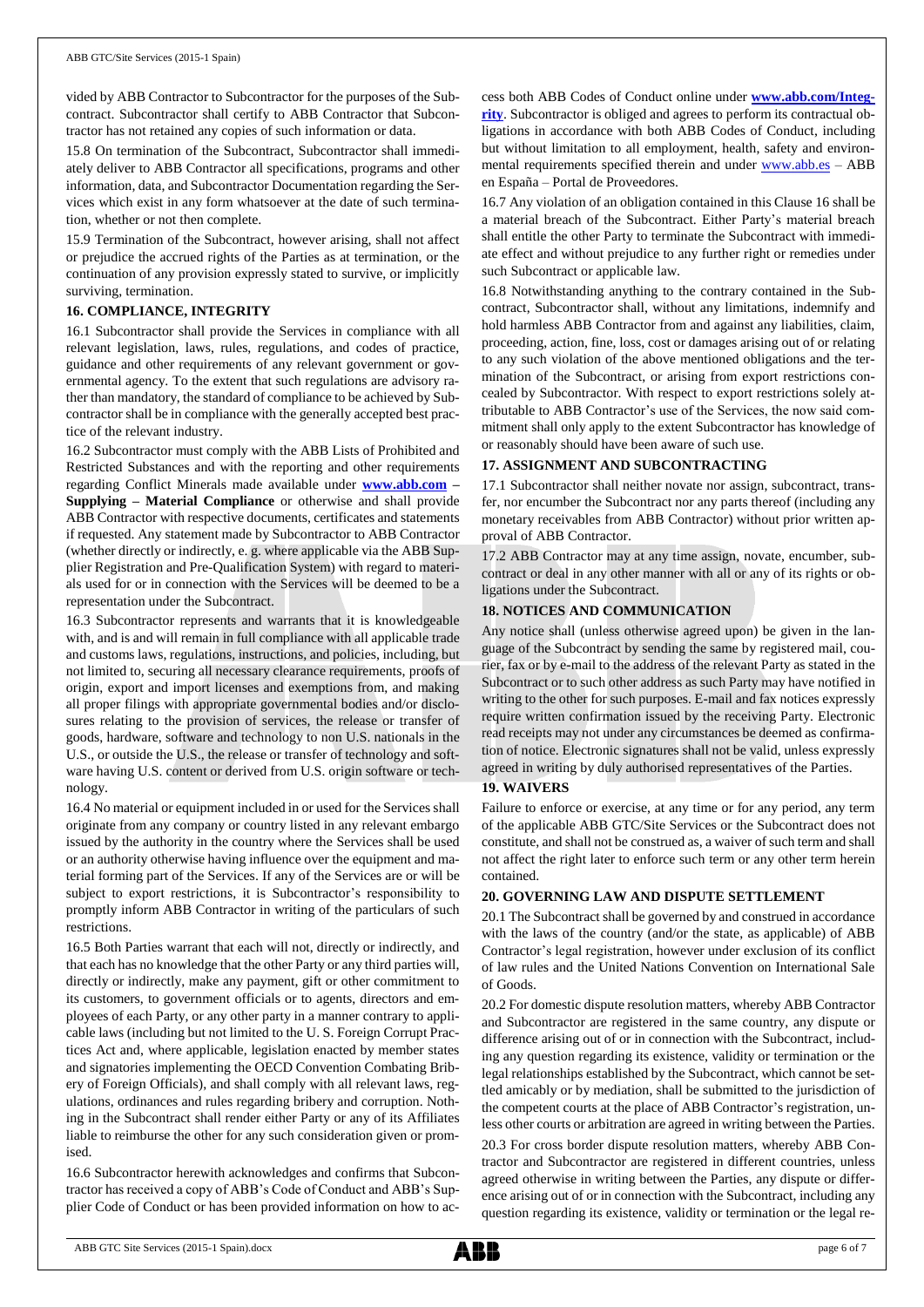vided by ABB Contractor to Subcontractor for the purposes of the Subcontract. Subcontractor shall certify to ABB Contractor that Subcontractor has not retained any copies of such information or data.

15.8 On termination of the Subcontract, Subcontractor shall immediately deliver to ABB Contractor all specifications, programs and other information, data, and Subcontractor Documentation regarding the Services which exist in any form whatsoever at the date of such termination, whether or not then complete.

15.9 Termination of the Subcontract, however arising, shall not affect or prejudice the accrued rights of the Parties as at termination, or the continuation of any provision expressly stated to survive, or implicitly surviving, termination.

### 16. COMPLIANCE, INTEGRITY

16.1 Subcontractor shall provide the Services in compliance with all relevant legislation, laws, rules, regulations, and codes of practice, guidance and other requirements of any relevant government or governmental agency. To the extent that such regulations are advisory rather than mandatory, the standard of compliance to be achieved by Subcontractor shall be in compliance with the generally accepted best practice of the relevant industry.

16.2 Subcontractor must comply with the ABB Lists of Prohibited and Restricted Substances and with the reporting and other requirements regarding Conflict Minerals made available under **www.abb.com – Supplying – Material Compliance** or otherwise and shall provide ABB Contractor with respective documents, certificates and statements if requested. Any statement made by Subcontractor to ABB Contractor (whether directly or indirectly, e. g. where applicable via the ABB Supplier Registration and Pre-Qualification System) with regard to materials used for or in connection with the Services will be deemed to be a representation under the Subcontract.

16.3 Subcontractor represents and warrants that it is knowledgeable with, and is and will remain in full compliance with all applicable trade and customs laws, regulations, instructions, and policies, including, but not limited to, securing all necessary clearance requirements, proofs of origin, export and import licenses and exemptions from, and making all proper filings with appropriate governmental bodies and/or disclosures relating to the provision of services, the release or transfer of goods, hardware, software and technology to non U.S. nationals in the U.S., or outside the U.S., the release or transfer of technology and software having U.S. content or derived from U.S. origin software or technology.

16.4 No material or equipment included in or used for the Services shall originate from any company or country listed in any relevant embargo issued by the authority in the country where the Services shall be used or an authority otherwise having influence over the equipment and material forming part of the Services. If any of the Services are or will be subject to export restrictions, it is Subcontractor's responsibility to promptly inform ABB Contractor in writing of the particulars of such restrictions.

16.5 Both Parties warrant that each will not, directly or indirectly, and that each has no knowledge that the other Party or any third parties will, directly or indirectly, make any payment, gift or other commitment to its customers, to government officials or to agents, directors and employees of each Party, or any other party in a manner contrary to applicable laws (including but not limited to the U. S. Foreign Corrupt Practices Act and, where applicable, legislation enacted by member states and signatories implementing the OECD Convention Combating Bribery of Foreign Officials), and shall comply with all relevant laws, regulations, ordinances and rules regarding bribery and corruption. Nothing in the Subcontract shall render either Party or any of its Affiliates liable to reimburse the other for any such consideration given or promised.

16.6 Subcontractor herewith acknowledges and confirms that Subcontractor has received a copy of ABB's Code of Conduct and ABB's Supplier Code of Conduct or has been provided information on how to access both ABB Codes of Conduct online under **www.abb.com/Integrity**. Subcontractor is obliged and agrees to perform its contractual obligations in accordance with both ABB Codes of Conduct, including but without limitation to all employment, health, safety and environmental requirements specified therein and under www.abb.es – ABB en España – Portal de Proveedores.

16.7 Any violation of an obligation contained in this Clause 16 shall be a material breach of the Subcontract. Either Party's material breach shall entitle the other Party to terminate the Subcontract with immediate effect and without prejudice to any further right or remedies under such Subcontract or applicable law.

16.8 Notwithstanding anything to the contrary contained in the Subcontract, Subcontractor shall, without any limitations, indemnify and hold harmless ABB Contractor from and against any liabilities, claim, proceeding, action, fine, loss, cost or damages arising out of or relating to any such violation of the above mentioned obligations and the termination of the Subcontract, or arising from export restrictions concealed by Subcontractor. With respect to export restrictions solely attributable to ABB Contractor's use of the Services, the now said commitment shall only apply to the extent Subcontractor has knowledge of or reasonably should have been aware of such use.

### 17. ASSIGNMENT AND SUBCONTRACTING

17.1 Subcontractor shall neither novate nor assign, subcontract, transfer, nor encumber the Subcontract nor any parts thereof (including any monetary receivables from ABB Contractor) without prior written approval of ABB Contractor.

17.2 ABB Contractor may at any time assign, novate, encumber, subcontract or deal in any other manner with all or any of its rights or obligations under the Subcontract.

### 18. NOTICES AND COMMUNICATION

Any notice shall (unless otherwise agreed upon) be given in the language of the Subcontract by sending the same by registered mail, courier, fax or by e-mail to the address of the relevant Party as stated in the Subcontract or to such other address as such Party may have notified in writing to the other for such purposes. E-mail and fax notices expressly require written confirmation issued by the receiving Party. Electronic read receipts may not under any circumstances be deemed as confirmation of notice. Electronic signatures shall not be valid, unless expressly agreed in writing by duly authorised representatives of the Parties.

### 19. WAIVERS

Failure to enforce or exercise, at any time or for any period, any term of the applicable ABB GTC/Site Services or the Subcontract does not constitute, and shall not be construed as, a waiver of such term and shall not affect the right later to enforce such term or any other term herein contained.

### 20. GOVERNING LAW AND DISPUTE SETTLEMENT

20.1 The Subcontract shall be governed by and construed in accordance with the laws of the country (and/or the state, as applicable) of ABB Contractor's legal registration, however under exclusion of its conflict of law rules and the United Nations Convention on International Sale of Goods.

20.2 For domestic dispute resolution matters, whereby ABB Contractor and Subcontractor are registered in the same country, any dispute or difference arising out of or in connection with the Subcontract, including any question regarding its existence, validity or termination or the legal relationships established by the Subcontract, which cannot be settled amicably or by mediation, shall be submitted to the jurisdiction of the competent courts at the place of ABB Contractor's registration, unless other courts or arbitration are agreed in writing between the Parties.

20.3 For cross border dispute resolution matters, whereby ABB Contractor and Subcontractor are registered in different countries, unless agreed otherwise in writing between the Parties, any dispute or difference arising out of or in connection with the Subcontract, including any question regarding its existence, validity or termination or the legal re-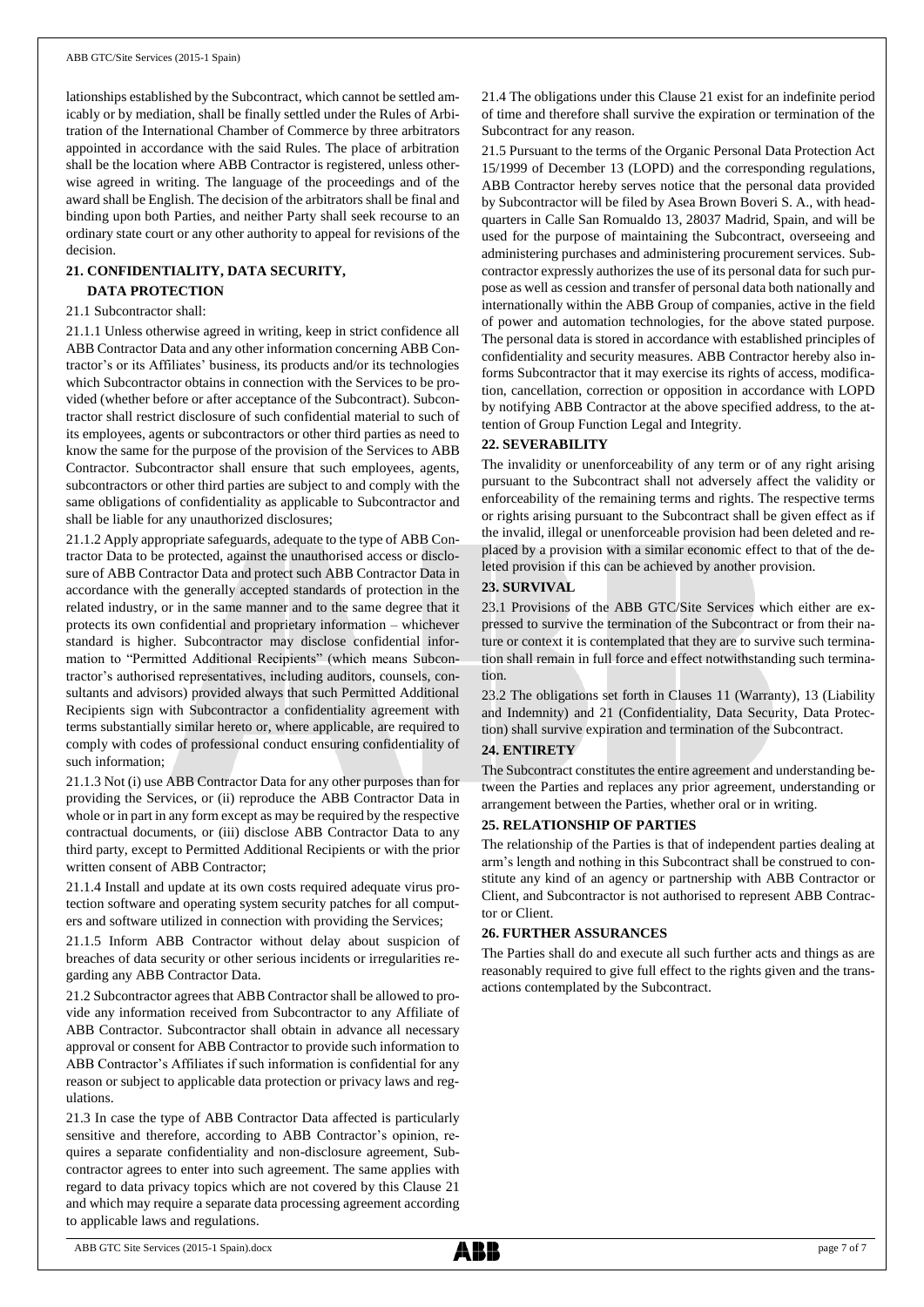lationships established by the Subcontract, which cannot be settled amicably or by mediation, shall be finally settled under the Rules of Arbitration of the International Chamber of Commerce by three arbitrators appointed in accordance with the said Rules. The place of arbitration shall be the location where ABB Contractor is registered, unless otherwise agreed in writing. The language of the proceedings and of the award shall be English. The decision of the arbitrators shall be final and binding upon both Parties, and neither Party shall seek recourse to an ordinary state court or any other authority to appeal for revisions of the decision.

## 21. CONFIDENTIALITY, DATA SECURITY, DATA PROTECTION

21.1 Subcontractor shall:

21.1.1 Unless otherwise agreed in writing, keep in strict confidence all ABB Contractor Data and any other information concerning ABB Contractor's or its Affiliates' business, its products and/or its technologies which Subcontractor obtains in connection with the Services to be provided (whether before or after acceptance of the Subcontract). Subcontractor shall restrict disclosure of such confidential material to such of its employees, agents or subcontractors or other third parties as need to know the same for the purpose of the provision of the Services to ABB Contractor. Subcontractor shall ensure that such employees, agents, subcontractors or other third parties are subject to and comply with the same obligations of confidentiality as applicable to Subcontractor and shall be liable for any unauthorized disclosures;

21.1.2 Apply appropriate safeguards, adequate to the type of ABB Contractor Data to be protected, against the unauthorised access or disclosure of ABB Contractor Data and protect such ABB Contractor Data in accordance with the generally accepted standards of protection in the related industry, or in the same manner and to the same degree that it protects its own confidential and proprietary information – whichever standard is higher. Subcontractor may disclose confidential information to "Permitted Additional Recipients" (which means Subcontractor's authorised representatives, including auditors, counsels, consultants and advisors) provided always that such Permitted Additional Recipients sign with Subcontractor a confidentiality agreement with terms substantially similar hereto or, where applicable, are required to comply with codes of professional conduct ensuring confidentiality of such information;

21.1.3 Not (i) use ABB Contractor Data for any other purposes than for providing the Services, or (ii) reproduce the ABB Contractor Data in whole or in part in any form except as may be required by the respective contractual documents, or (iii) disclose ABB Contractor Data to any third party, except to Permitted Additional Recipients or with the prior written consent of ABB Contractor;

21.1.4 Install and update at its own costs required adequate virus protection software and operating system security patches for all computers and software utilized in connection with providing the Services;

21.1.5 Inform ABB Contractor without delay about suspicion of breaches of data security or other serious incidents or irregularities regarding any ABB Contractor Data.

21.2 Subcontractor agrees that ABB Contractor shall be allowed to provide any information received from Subcontractor to any Affiliate of ABB Contractor. Subcontractor shall obtain in advance all necessary approval or consent for ABB Contractor to provide such information to ABB Contractor's Affiliates if such information is confidential for any reason or subject to applicable data protection or privacy laws and regulations.

21.3 In case the type of ABB Contractor Data affected is particularly sensitive and therefore, according to ABB Contractor's opinion, requires a separate confidentiality and non-disclosure agreement, Subcontractor agrees to enter into such agreement. The same applies with regard to data privacy topics which are not covered by this Clause 21 and which may require a separate data processing agreement according to applicable laws and regulations.

21.4 The obligations under this Clause 21 exist for an indefinite period of time and therefore shall survive the expiration or termination of the Subcontract for any reason.

21.5 Pursuant to the terms of the Organic Personal Data Protection Act 15/1999 of December 13 (LOPD) and the corresponding regulations, ABB Contractor hereby serves notice that the personal data provided by Subcontractor will be filed by Asea Brown Boveri S. A., with headquarters in Calle San Romualdo 13, 28037 Madrid, Spain, and will be used for the purpose of maintaining the Subcontract, overseeing and administering purchases and administering procurement services. Subcontractor expressly authorizes the use of its personal data for such purpose as well as cession and transfer of personal data both nationally and internationally within the ABB Group of companies, active in the field of power and automation technologies, for the above stated purpose. The personal data is stored in accordance with established principles of confidentiality and security measures. ABB Contractor hereby also informs Subcontractor that it may exercise its rights of access, modification, cancellation, correction or opposition in accordance with LOPD by notifying ABB Contractor at the above specified address, to the attention of Group Function Legal and Integrity.

## 22. SEVERABILITY

The invalidity or unenforceability of any term or of any right arising pursuant to the Subcontract shall not adversely affect the validity or enforceability of the remaining terms and rights. The respective terms or rights arising pursuant to the Subcontract shall be given effect as if the invalid, illegal or unenforceable provision had been deleted and replaced by a provision with a similar economic effect to that of the deleted provision if this can be achieved by another provision.

## 23. SURVIVAL

23.1 Provisions of the ABB GTC/Site Services which either are expressed to survive the termination of the Subcontract or from their nature or context it is contemplated that they are to survive such termination shall remain in full force and effect notwithstanding such termination.

23.2 The obligations set forth in Clauses 11 (Warranty), 13 (Liability and Indemnity) and 21 (Confidentiality, Data Security, Data Protection) shall survive expiration and termination of the Subcontract.

## 24. ENTIRETY

The Subcontract constitutes the entire agreement and understanding between the Parties and replaces any prior agreement, understanding or arrangement between the Parties, whether oral or in writing.

## 25. RELATIONSHIP OF PARTIES

The relationship of the Parties is that of independent parties dealing at arm's length and nothing in this Subcontract shall be construed to constitute any kind of an agency or partnership with ABB Contractor or Client, and Subcontractor is not authorised to represent ABB Contractor or Client.

## 26. FURTHER ASSURANCES

The Parties shall do and execute all such further acts and things as are reasonably required to give full effect to the rights given and the transactions contemplated by the Subcontract.